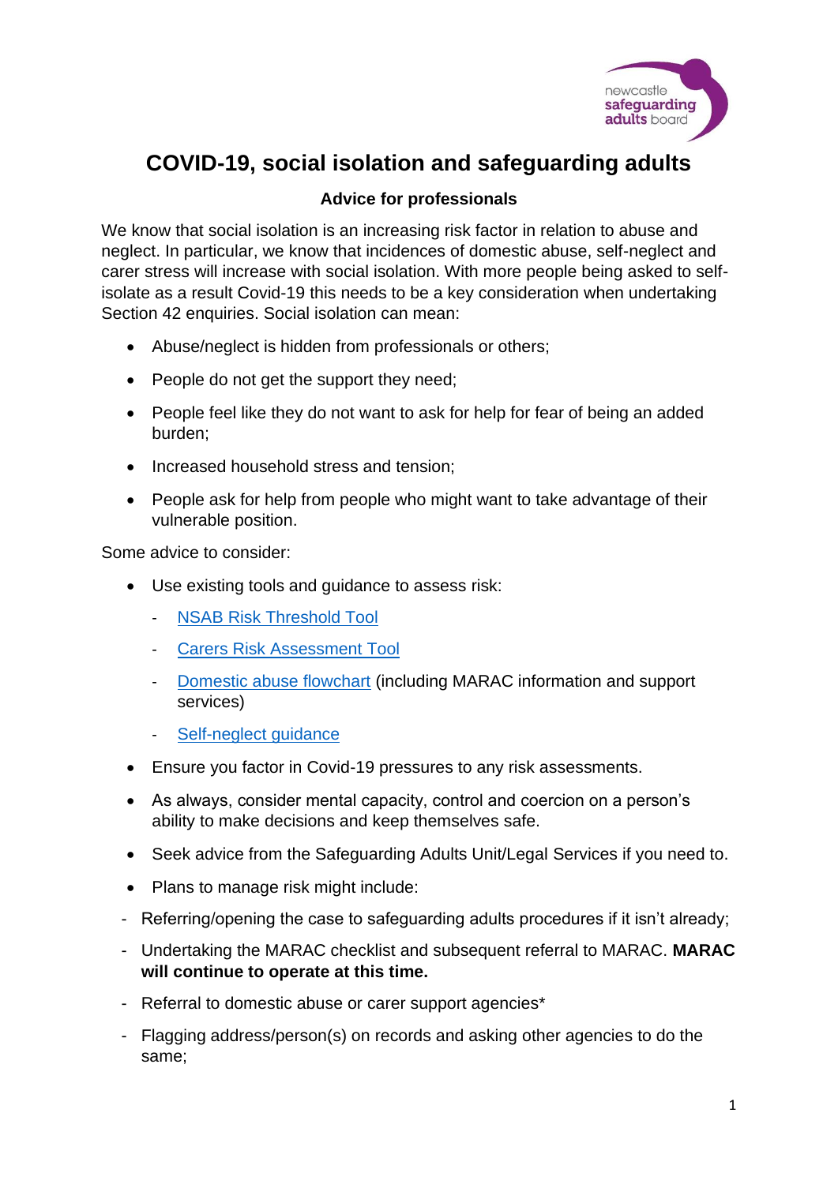# COVID-19, social isolation and safeguarding adults

### Advice for professionals

We know that social isolation is an increasing risk factor in relation to abuse and neglect. In particular, we know that incidences of domestic abuse, self-neglect and carer stress will increase with social isolation. With more people being asked to self-isolate as a result Covid-19 this needs to be a key consideration when undertaking Section 42 enquiries. Social isolation can mean:

- Abuse/neglect is hidden from professionals or others;
- People do not get the support they need;
- People feel like they do not want to ask for help for fear of being an added burden;
- Increased household stress and tension;
- People ask for help from people who might want to take advantage of their vulnerable position.

Some advice to consider:

- Use existing tools and guidance to assess risk:
  - NSAB Risk Threshold Tool
  - Carers Risk Assessment Tool
  - Domestic abuse flowchart (including MARAC information and support services)
  - Self-neglect guidance
- Ensure you factor in Covid-19 pressures to any risk assessments.
- As always, consider mental capacity, control and coercion on a person's ability to make decisions and keep themselves safe.
- Seek advice from the Safeguarding Adults Unit/Legal Services if you need to.
- Plans to manage risk might include:

- Referring/opening the case to safeguarding adults procedures if it isn't already;
- Undertaking the MARAC checklist and subsequent referral to MARAC. **MARAC will continue to operate at this time.**
- Referral to domestic abuse or carer support agencies*
- Flagging address/person(s) on records and asking other agencies to do the same;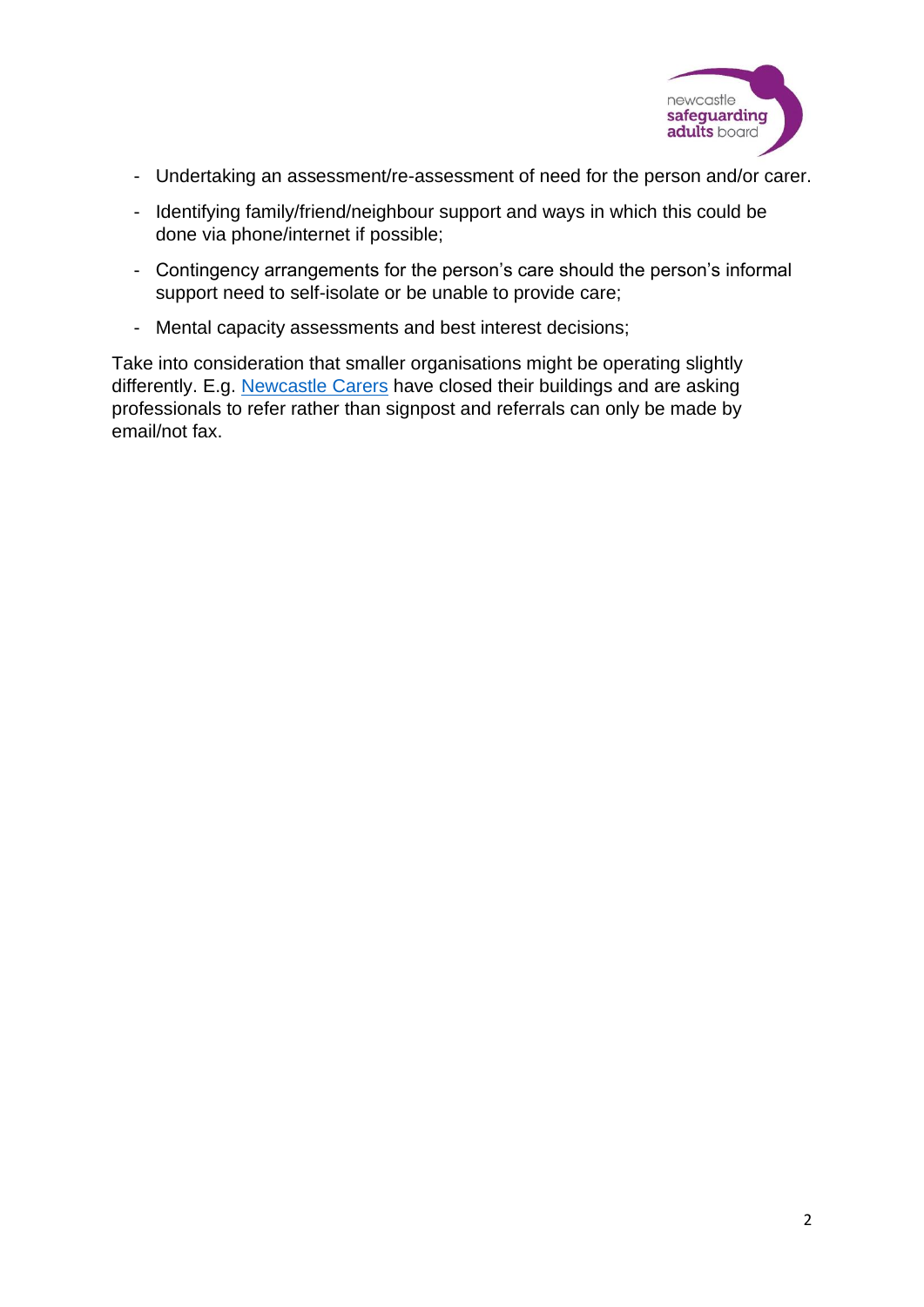- Undertaking an assessment/re-assessment of need for the person and/or carer.
- Identifying family/friend/neighbour support and ways in which this could be done via phone/internet if possible;
- Contingency arrangements for the person's care should the person's informal support need to self-isolate or be unable to provide care;
- Mental capacity assessments and best interest decisions;

Take into consideration that smaller organisations might be operating slightly differently. E.g. Newcastle Carers have closed their buildings and are asking professionals to refer rather than signpost and referrals can only be made by email/not fax.